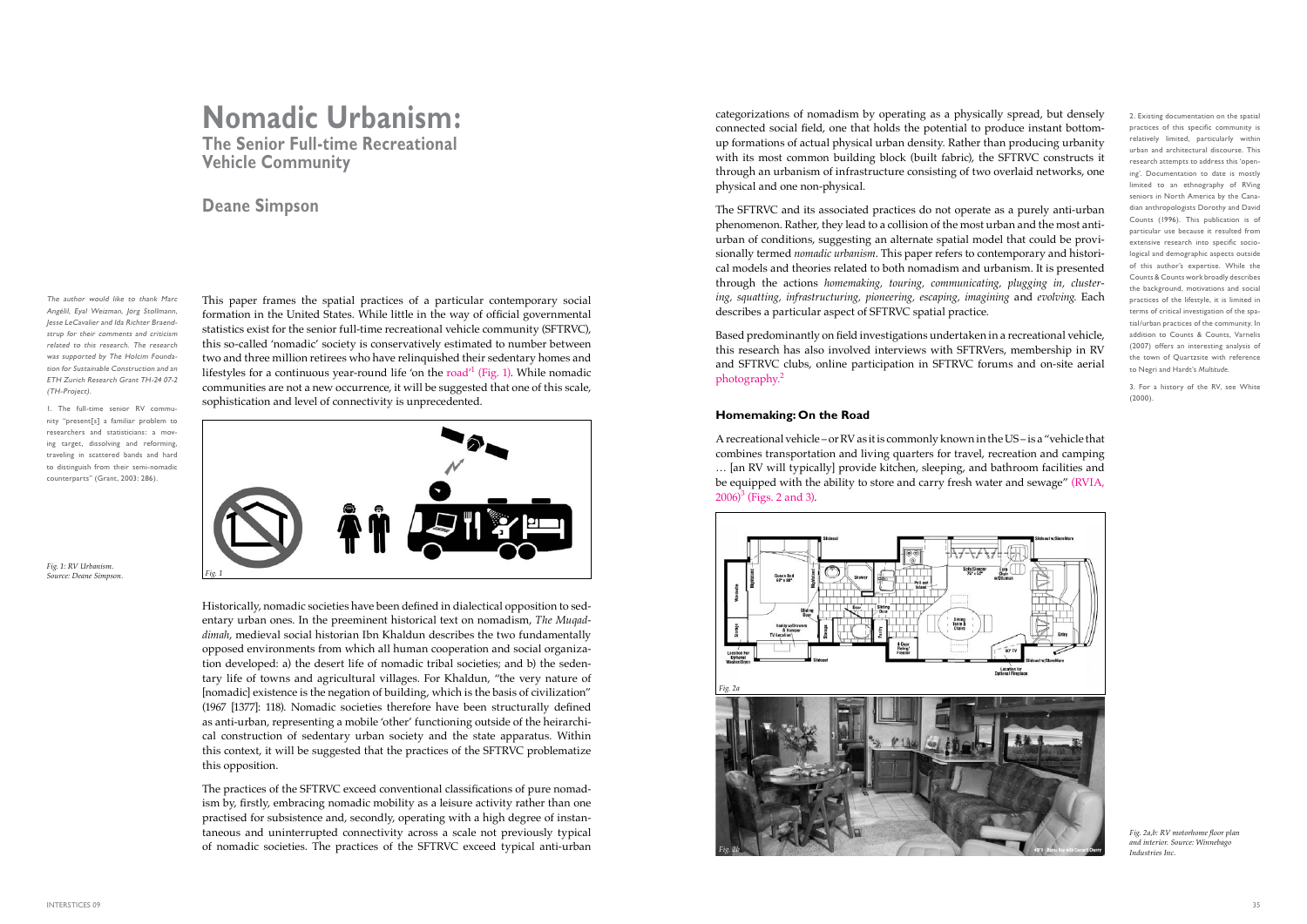# Nomadic Urbanism:

## The Senior Full-time Recreational Vehicle Community

## Deane Simpson

*The author would like to thank Marc Angélil, Eyal Weizman, Jörg Stollmann, Jesse LeCavalier and Ida Richter Braendstrup for their comments and criticism related to this research. The research was supported by The Holcim Foundation for Sustainable Construction and an ETH Zurich Research Grant TH-24 07-2 (TH-Project).*

This paper frames the spatial practices of a particular contemporary social formation in the United States. While little in the way of official governmental statistics exist for the senior full-time recreational vehicle community (SFTRVC), this so-called 'nomadic' society is conservatively estimated to number between two and three million retirees who have relinquished their sedentary homes and lifestyles for a continuous year-round life 'on the road'[1] (Fig. 1). While nomadic communities are not a new occurrence, it will be suggested that one of this scale, sophistication and level of connectivity is unprecedented.

1. The full-time senior RV community "present[s] a familiar problem to researchers and statisticians: a moving target, dissolving and reforming, traveling in scattered bands and hard to distinguish from their semi-nomadic counterparts" (Grant, 2003: 286).

*Fig. 1: RV Urbanism. Source: Deane Simpson.*

Historically, nomadic societies have been defined in dialectical opposition to sedentary urban ones. In the preeminent historical text on nomadism, *The Muqaddimah*, medieval social historian Ibn Khaldun describes the two fundamentally opposed environments from which all human cooperation and social organization developed: a) the desert life of nomadic tribal societies; and b) the sedentary life of towns and agricultural villages. For Khaldun, "the very nature of [nomadic] existence is the negation of building, which is the basis of civilization" (1967 [1377]: 118). Nomadic societies therefore have been structurally defined as anti-urban, representing a mobile 'other' functioning outside of the heirarchical construction of sedentary urban society and the state apparatus. Within this context, it will be suggested that the practices of the SFTRVC problematize this opposition.

The practices of the SFTRVC exceed conventional classifications of pure nomadism by, firstly, embracing nomadic mobility as a leisure activity rather than one practised for subsistence and, secondly, operating with a high degree of instantaneous and uninterrupted connectivity across a scale not previously typical of nomadic societies. The practices of the SFTRVC exceed typical anti-urban categorizations of nomadism by operating as a physically spread, but densely connected social field, one that holds the potential to produce instant bottom-up formations of actual physical urban density. Rather than producing urbanity with its most common building block (built fabric), the SFTRVC constructs it through an urbanism of infrastructure consisting of two overlaid networks, one physical and one non-physical.

The SFTRVC and its associated practices do not operate as a purely anti-urban phenomenon. Rather, they lead to a collision of the most urban and the most anti-urban of conditions, suggesting an alternate spatial model that could be provisionally termed *nomadic urbanism*. This paper refers to contemporary and historical models and theories related to both nomadism and urbanism. It is presented through the actions *homemaking, touring, communicating, plugging in, clustering, squatting, infrastructuring, pioneering, escaping, imagining* and *evolving*. Each describes a particular aspect of SFTRVC spatial practice.

Based predominantly on field investigations undertaken in a recreational vehicle, this research has also involved interviews with SFTRVers, membership in RV and SFTRVC clubs, online participation in SFTRVC forums and on-site aerial photography.[2]

2. Existing documentation on the spatial practices of this specific community is relatively limited, particularly within urban and architectural discourse. This research attempts to address this 'opening'. Documentation to date is mostly limited to an ethnography of RVing seniors in North America by the Canadian anthropologists Dorothy and David Counts (1996). This publication is of particular use because it resulted from extensive research into specific sociological and demographic aspects outside of this author's expertise. While the Counts & Counts work broadly describes the background, motivations and social practices of the lifestyle, it is limited in terms of critical investigation of the spatial/urban practices of the community. In addition to Counts & Counts, Varnelis (2007) offers an interesting analysis of the town of Quartzsite with reference to Negri and Hardt's *Multitude*.

### Homemaking: On the Road

A recreational vehicle – or RV as it is commonly known in the US – is a "vehicle that combines transportation and living quarters for travel, recreation and camping … [an RV will typically] provide kitchen, sleeping, and bathroom facilities and be equipped with the ability to store and carry fresh water and sewage" (RVIA, 2006)[3] (Figs. 2 and 3).

3. For a history of the RV, see White (2000).

*Fig. 2a,b: RV motorhome floor plan and interior. Source: Winnebago Industries Inc.*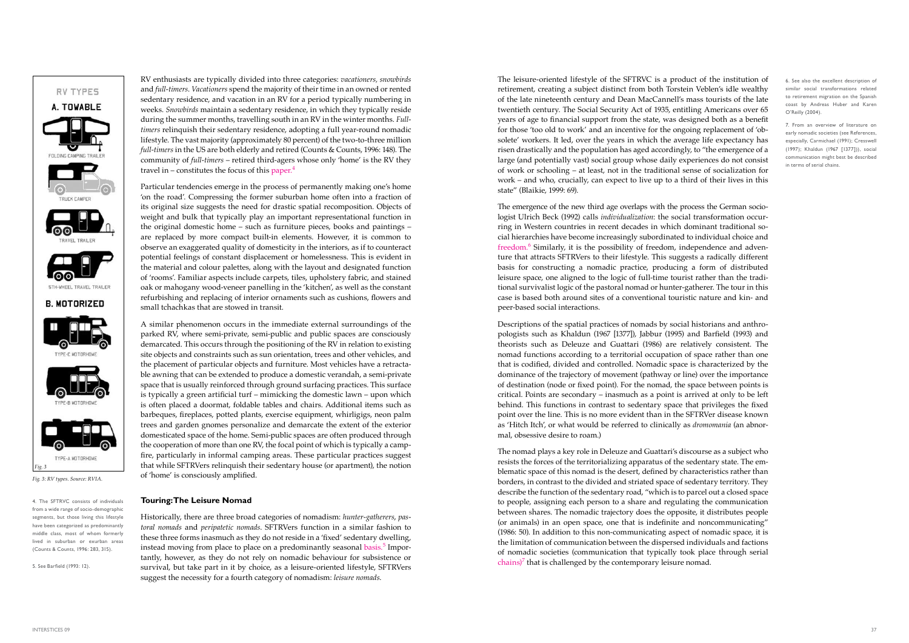RV enthusiasts are typically divided into three categories: *vacationers*, *snowbirds* and *full-timers*. *Vacationers* spend the majority of their time in an owned or rented sedentary residence, and vacation in an RV for a period typically numbering in weeks. *Snowbirds* maintain a sedentary residence, in which they typically reside during the summer months, travelling south in an RV in the winter months. *Full-timers* relinquish their sedentary residence, adopting a full year-round nomadic lifestyle. The vast majority (approximately 80 percent) of the two-to-three million *full-timers* in the US are both elderly and retired (Counts & Counts, 1996: 148). The community of *full-timers* – retired third-agers whose only 'home' is the RV they travel in – constitutes the focus of this paper.[4]

Particular tendencies emerge in the process of permanently making one's home 'on the road'. Compressing the former suburban home often into a fraction of its original size suggests the need for drastic spatial recomposition. Objects of weight and bulk that typically play an important representational function in the original domestic home – such as furniture pieces, books and paintings – are replaced by more compact built-in elements. However, it is common to observe an exaggerated quality of domesticity in the interiors, as if to counteract potential feelings of constant displacement or homelessness. This is evident in the material and colour palettes, along with the layout and designated function of 'rooms'. Familiar aspects include carpets, tiles, upholstery fabric, and stained oak or mahogany wood-veneer panelling in the 'kitchen', as well as the constant refurbishing and replacing of interior ornaments such as cushions, flowers and small tchachkas that are stowed in transit.

A similar phenomenon occurs in the immediate external surroundings of the parked RV, where semi-private, semi-public and public spaces are consciously demarcated. This occurs through the positioning of the RV in relation to existing site objects and constraints such as sun orientation, trees and other vehicles, and the placement of particular objects and furniture. Most vehicles have a retractable awning that can be extended to produce a domestic verandah, a semi-private space that is usually reinforced through ground surfacing practices. This surface is typically a green artificial turf – mimicking the domestic lawn – upon which is often placed a doormat, foldable tables and chairs. Additional items such as barbeques, fireplaces, potted plants, exercise equipment, whirligigs, neon palm trees and garden gnomes personalize and demarcate the extent of the exterior domesticated space of the home. Semi-public spaces are often produced through the cooperation of more than one RV, the focal point of which is typically a campfire, particularly in informal camping areas. These particular practices suggest that while SFTRVers relinquish their sedentary house (or apartment), the notion of 'home' is consciously amplified.

*Fig. 3: RV types. Source: RVIA.*

## Touring: The Leisure Nomad

Historically, there are three broad categories of nomadism: *hunter-gatherers*, *pastoral nomads* and *peripatetic nomads*. SFTRVers function in a similar fashion to these three forms inasmuch as they do not reside in a 'fixed' sedentary dwelling, instead moving from place to place on a predominantly seasonal basis.[5] Importantly, however, as they do not rely on nomadic behaviour for subsistence or survival, but take part in it by choice, as a leisure-oriented lifestyle, SFTRVers suggest the necessity for a fourth category of nomadism: *leisure nomads*.

The leisure-oriented lifestyle of the SFTRVC is a product of the institution of retirement, creating a subject distinct from both Torstein Veblen's idle wealthy of the late nineteenth century and Dean MacCannell's mass tourists of the late twentieth century. The Social Security Act of 1935, entitling Americans over 65 years of age to financial support from the state, was designed both as a benefit for those 'too old to work' and an incentive for the ongoing replacement of 'obsolete' workers. It led, over the years in which the average life expectancy has risen drastically and the population has aged accordingly, to "the emergence of a large (and potentially vast) social group whose daily experiences do not consist of work or schooling – at least, not in the traditional sense of socialization for work – and who, crucially, can expect to live up to a third of their lives in this state" (Blaikie, 1999: 69).

The emergence of the new third age overlaps with the process the German sociologist Ulrich Beck (1992) calls *individualization*: the social transformation occurring in Western countries in recent decades in which dominant traditional social hierarchies have become increasingly subordinated to individual choice and freedom.[6] Similarly, it is the possibility of freedom, independence and adventure that attracts SFTRVers to their lifestyle. This suggests a radically different basis for constructing a nomadic practice, producing a form of distributed leisure space, one aligned to the logic of full-time tourist rather than the traditional survivalist logic of the pastoral nomad or hunter-gatherer. The tour in this case is based both around sites of a conventional touristic nature and kin- and peer-based social interactions.

Descriptions of the spatial practices of nomads by social historians and anthropologists such as Khaldun (1967 [1377]), Jabbur (1995) and Barfield (1993) and theorists such as Deleuze and Guattari (1986) are relatively consistent. The nomad functions according to a territorial occupation of space rather than one that is codified, divided and controlled. Nomadic space is characterized by the dominance of the trajectory of movement (pathway or line) over the importance of destination (node or fixed point). For the nomad, the space between points is critical. Points are secondary – inasmuch as a point is arrived at only to be left behind. This functions in contrast to sedentary space that privileges the fixed point over the line. This is no more evident than in the SFTRVer disease known as 'Hitch Itch', or what would be referred to clinically as *dromomania* (an abnormal, obsessive desire to roam.)

The nomad plays a key role in Deleuze and Guattari's discourse as a subject who resists the forces of the territorializing apparatus of the sedentary state. The emblematic space of this nomad is the desert, defined by characteristics rather than borders, in contrast to the divided and striated space of sedentary territory. They describe the function of the sedentary road, "which is to parcel out a closed space to people, assigning each person to a share and regulating the communication between shares. The nomadic trajectory does the opposite, it distributes people (or animals) in an open space, one that is indefinite and noncommunicating" (1986: 50). In addition to this non-communicating aspect of nomadic space, it is the limitation of communication between the dispersed individuals and factions of nomadic societies (communication that typically took place through serial chains)[7] that is challenged by the contemporary leisure nomad.

---

4. The SFTRVC consists of individuals from a wide range of socio-demographic segments, but those living this lifestyle have been categorized as predominantly middle class, most of whom formerly lived in suburban or exurban areas (Counts & Counts, 1996: 283, 315).

5. See Barfield (1993: 12).

6. See also the excellent description of similar social transformations related to retirement migration on the Spanish coast by Andreas Huber and Karen O'Reilly (2004).

7. From an overview of literature on early nomadic societies (see References, especially, Carmichael (1991); Cresswell (1997); Khaldun (1967 [1377])), social communication might best be described in terms of serial chains.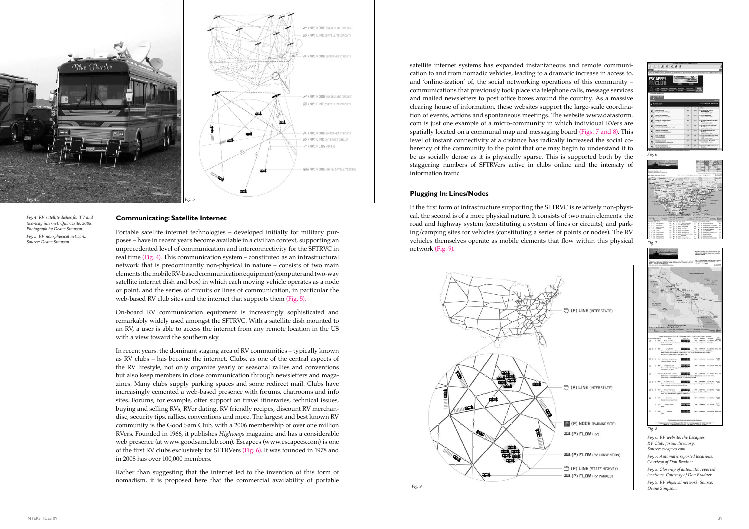Fig. 4: RV satellite dishes for TV and two-way internet. Quartzsite, 2008. Photograph by Deane Simpson.

Fig. 5: RV non-physical network. Source: Deane Simpson.

## Communicating: Satellite Internet

Portable satellite internet technologies – developed initially for military purposes – have in recent years become available in a civilian context, supporting an unprecedented level of communication and interconnectivity for the SFTRVC in real time (Fig. 4). This communication system – constituted as an infrastructural network that is predominantly non-physical in nature – consists of two main elements: the mobile RV-based communication equipment (computer and two-way satellite internet dish and box) in which each moving vehicle operates as a node or point, and the series of circuits or lines of communication, in particular the web-based RV club sites and the internet that supports them (Fig. 5).

On-board RV communication equipment is increasingly sophisticated and remarkably widely used amongst the SFTRVC. With a satellite dish mounted to an RV, a user is able to access the internet from any remote location in the US with a view toward the southern sky.

In recent years, the dominant staging area of RV communities – typically known as RV clubs – has become the internet. Clubs, as one of the central aspects of the RV lifestyle, not only organize yearly or seasonal rallies and conventions but also keep members in close communication through newsletters and magazines. Many clubs supply parking spaces and some redirect mail. Clubs have increasingly cemented a web-based presence with forums, chatrooms and info sites. Forums, for example, offer support on travel itineraries, technical issues, buying and selling RVs, RVer dating, RV friendly recipes, discount RV merchandise, security tips, rallies, conventions and more. The largest and best known RV community is the Good Sam Club, with a 2006 membership of over one million RVers. Founded in 1966, it publishes *Highways* magazine and has a considerable web presence (at www.goodsamclub.com). Escapees (www.escapees.com) is one of the first RV clubs exclusively for SFTRVers (Fig. 6). It was founded in 1978 and in 2008 has over 100,000 members.

Rather than suggesting that the internet led to the invention of this form of nomadism, it is proposed here that the commercial availability of portable satellite internet systems has expanded instantaneous and remote communication to and from nomadic vehicles, leading to a dramatic increase in access to, and 'online-ization' of, the social networking operations of this community – communications that previously took place via telephone calls, message services and mailed newsletters to post office boxes around the country. As a massive clearing house of information, these websites support the large-scale coordination of events, actions and spontaneous meetings. The website www.datastorm.com is just one example of a micro-community in which individual RVers are spatially located on a communal map and messaging board (Figs. 7 and 8). This level of instant connectivity at a distance has radically increased the social coherency of the community to the point that one may begin to understand it to be as socially dense as it is physically sparse. This is supported both by the staggering numbers of SFTRVers active in clubs online and the intensity of information traffic.

## Plugging In: Lines/Nodes

If the first form of infrastructure supporting the SFTRVC is relatively non-physical, the second is of a more physical nature. It consists of two main elements: the road and highway system (constituting a system of lines or circuits); and parking/camping sites for vehicles (constituting a series of points or nodes). The RV vehicles themselves operate as mobile elements that flow within this physical network (Fig. 9).

Fig. 6: RV website: the Escapees RV Club: forum directory. Source: escapees.com

Fig. 7: Automatic reported locations. Courtesy of Don Bradner.

Fig. 8: Close-up of automatic reported locations. Courtesy of Don Bradner.

Fig. 9: RV physical network. Source: Deane Simpson.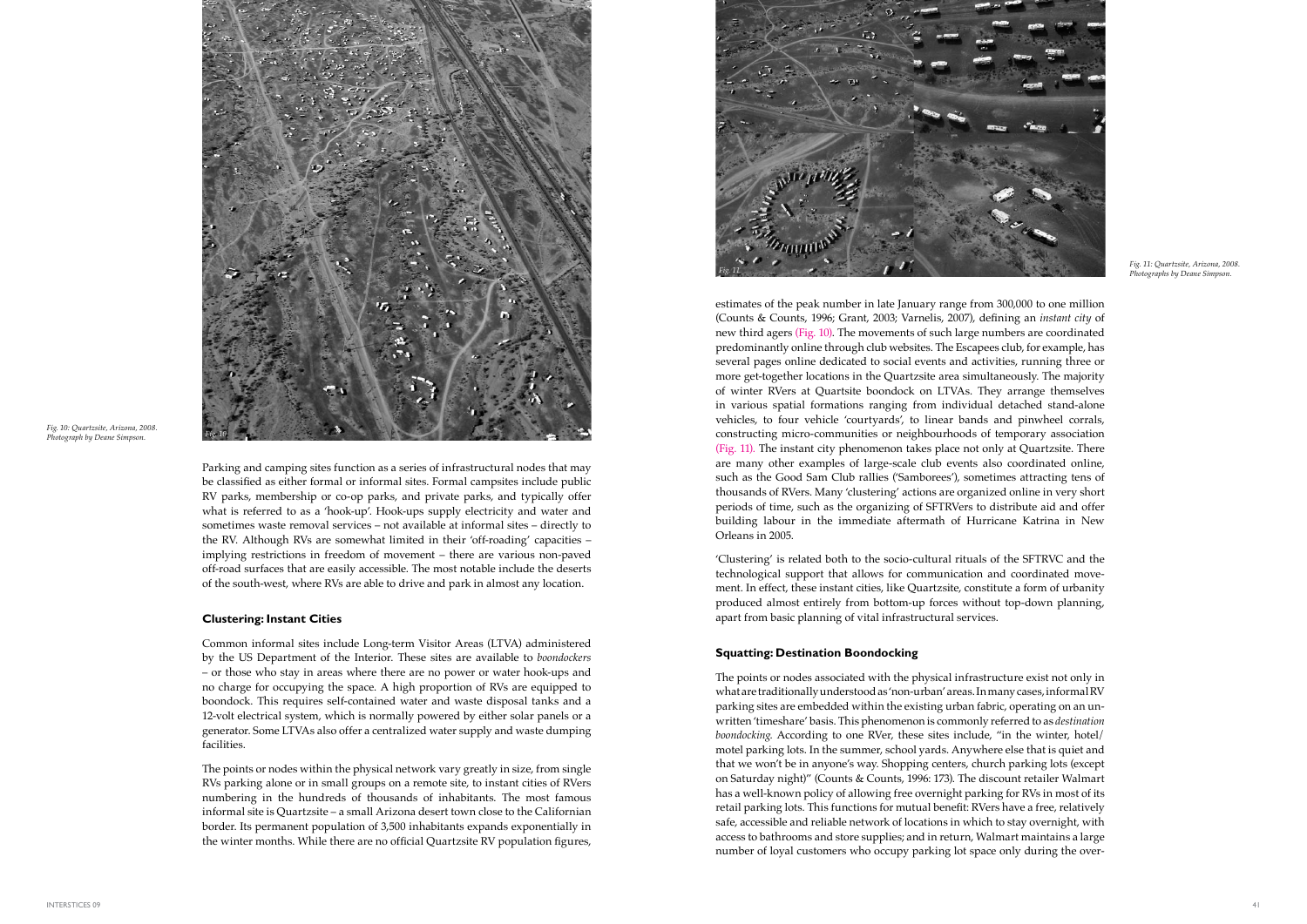Fig. 10: Quartzsite, Arizona, 2008. Photograph by Deane Simpson.

Parking and camping sites function as a series of infrastructural nodes that may be classified as either formal or informal sites. Formal campsites include public RV parks, membership or co-op parks, and private parks, and typically offer what is referred to as a 'hook-up'. Hook-ups supply electricity and water and sometimes waste removal services – not available at informal sites – directly to the RV. Although RVs are somewhat limited in their 'off-roading' capacities – implying restrictions in freedom of movement – there are various non-paved off-road surfaces that are easily accessible. The most notable include the deserts of the south-west, where RVs are able to drive and park in almost any location.

### Clustering: Instant Cities

Common informal sites include Long-term Visitor Areas (LTVA) administered by the US Department of the Interior. These sites are available to *boondockers* – or those who stay in areas where there are no power or water hook-ups and no charge for occupying the space. A high proportion of RVs are equipped to boondock. This requires self-contained water and waste disposal tanks and a 12-volt electrical system, which is normally powered by either solar panels or a generator. Some LTVAs also offer a centralized water supply and waste dumping facilities.

The points or nodes within the physical network vary greatly in size, from single RVs parking alone or in small groups on a remote site, to instant cities of RVers numbering in the hundreds of thousands of inhabitants. The most famous informal site is Quartzsite – a small Arizona desert town close to the Californian border. Its permanent population of 3,500 inhabitants expands exponentially in the winter months. While there are no official Quartzsite RV population figures, estimates of the peak number in late January range from 300,000 to one million (Counts & Counts, 1996; Grant, 2003; Varnelis, 2007), defining an *instant city* of new third agers (Fig. 10). The movements of such large numbers are coordinated predominantly online through club websites. The Escapees club, for example, has several pages online dedicated to social events and activities, running three or more get-together locations in the Quartzsite area simultaneously. The majority of winter RVers at Quartsite boondock on LTVAs. They arrange themselves in various spatial formations ranging from individual detached stand-alone vehicles, to four vehicle 'courtyards', to linear bands and pinwheel corrals, constructing micro-communities or neighbourhoods of temporary association (Fig. 11). The instant city phenomenon takes place not only at Quartzsite. There are many other examples of large-scale club events also coordinated online, such as the Good Sam Club rallies ('Samborees'), sometimes attracting tens of thousands of RVers. Many 'clustering' actions are organized online in very short periods of time, such as the organizing of SFTRVers to distribute aid and offer building labour in the immediate aftermath of Hurricane Katrina in New Orleans in 2005.

Fig. 11: Quartzsite, Arizona, 2008. Photographs by Deane Simpson.

'Clustering' is related both to the socio-cultural rituals of the SFTRVC and the technological support that allows for communication and coordinated movement. In effect, these instant cities, like Quartzsite, constitute a form of urbanity produced almost entirely from bottom-up forces without top-down planning, apart from basic planning of vital infrastructural services.

### Squatting: Destination Boondocking

The points or nodes associated with the physical infrastructure exist not only in what are traditionally understood as 'non-urban' areas. In many cases, informal RV parking sites are embedded within the existing urban fabric, operating on an unwritten 'timeshare' basis. This phenomenon is commonly referred to as *destination boondocking*. According to one RVer, these sites include, "in the winter, hotel/motel parking lots. In the summer, school yards. Anywhere else that is quiet and that we won't be in anyone's way. Shopping centers, church parking lots (except on Saturday night)" (Counts & Counts, 1996: 173). The discount retailer Walmart has a well-known policy of allowing free overnight parking for RVs in most of its retail parking lots. This functions for mutual benefit: RVers have a free, relatively safe, accessible and reliable network of locations in which to stay overnight, with access to bathrooms and store supplies; and in return, Walmart maintains a large number of loyal customers who occupy parking lot space only during the over-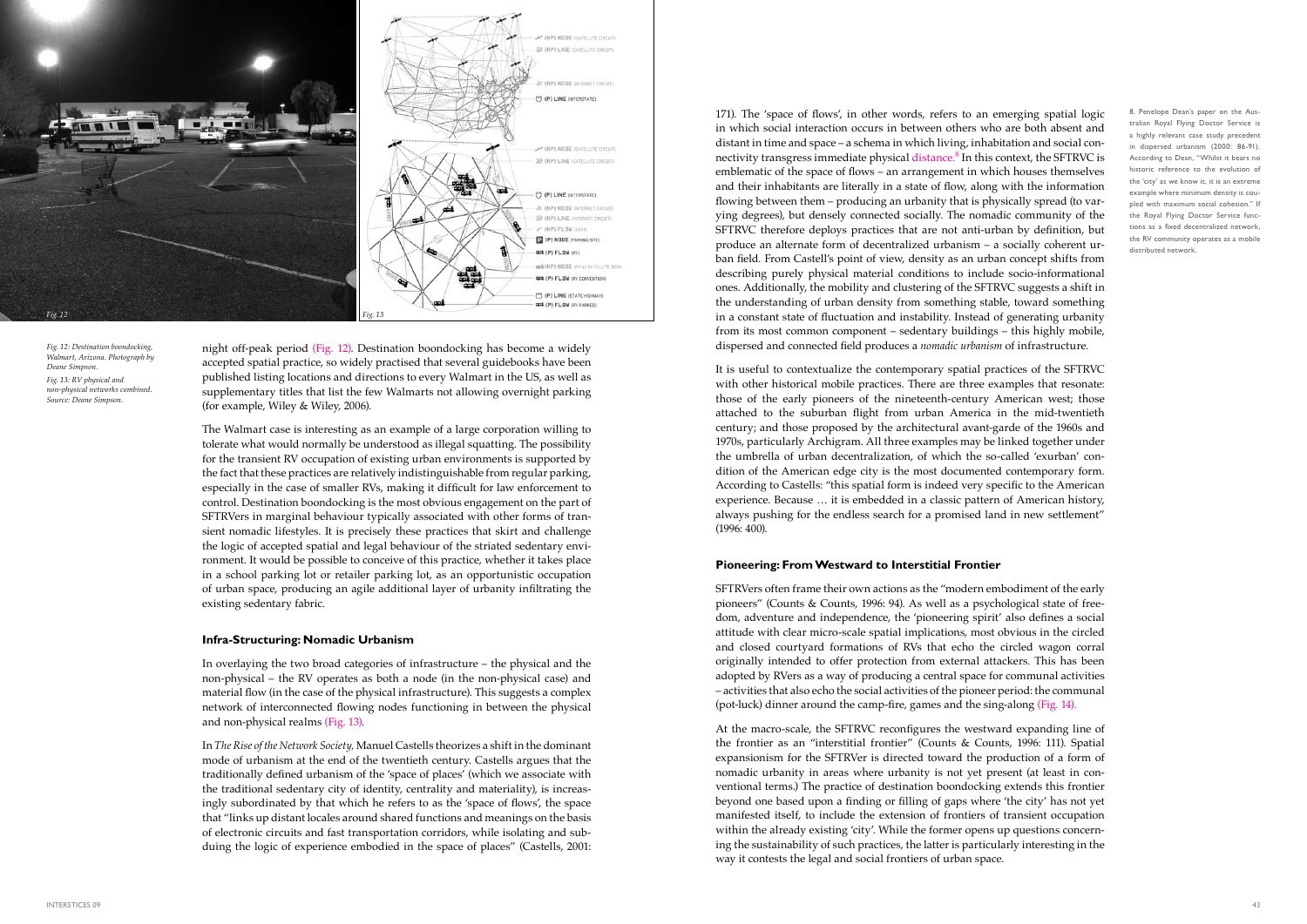*Fig. 12: Destination boondocking, Walmart, Arizona. Photograph by Deane Simpson.*

*Fig. 13: RV physical and non-physical networks combined. Source: Deane Simpson.*

night off-peak period (Fig. 12). Destination boondocking has become a widely accepted spatial practice, so widely practised that several guidebooks have been published listing locations and directions to every Walmart in the US, as well as supplementary titles that list the few Walmarts not allowing overnight parking (for example, Wiley & Wiley, 2006).

The Walmart case is interesting as an example of a large corporation willing to tolerate what would normally be understood as illegal squatting. The possibility for the transient RV occupation of existing urban environments is supported by the fact that these practices are relatively indistinguishable from regular parking, especially in the case of smaller RVs, making it difficult for law enforcement to control. Destination boondocking is the most obvious engagement on the part of SFTRVers in marginal behaviour typically associated with other forms of transient nomadic lifestyles. It is precisely these practices that skirt and challenge the logic of accepted spatial and legal behaviour of the striated sedentary environment. It would be possible to conceive of this practice, whether it takes place in a school parking lot or retailer parking lot, as an opportunistic occupation of urban space, producing an agile additional layer of urbanity infiltrating the existing sedentary fabric.

### Infra-Structuring: Nomadic Urbanism

In overlaying the two broad categories of infrastructure – the physical and the non-physical – the RV operates as both a node (in the non-physical case) and material flow (in the case of the physical infrastructure). This suggests a complex network of interconnected flowing nodes functioning in between the physical and non-physical realms (Fig. 13).

In *The Rise of the Network Society*, Manuel Castells theorizes a shift in the dominant mode of urbanism at the end of the twentieth century. Castells argues that the traditionally defined urbanism of the 'space of places' (which we associate with the traditional sedentary city of identity, centrality and materiality), is increasingly subordinated by that which he refers to as the 'space of flows', the space that "links up distant locales around shared functions and meanings on the basis of electronic circuits and fast transportation corridors, while isolating and subduing the logic of experience embodied in the space of places" (Castells, 2001: 171). The 'space of flows', in other words, refers to an emerging spatial logic in which social interaction occurs in between others who are both absent and distant in time and space – a schema in which living, inhabitation and social connectivity transgress immediate physical distance.[8] In this context, the SFTRVC is emblematic of the space of flows – an arrangement in which houses themselves and their inhabitants are literally in a state of flow, along with the information flowing between them – producing an urbanity that is physically spread (to varying degrees), but densely connected socially. The nomadic community of the SFTRVC therefore deploys practices that are not anti-urban by definition, but produce an alternate form of decentralized urbanism – a socially coherent urban field. From Castell's point of view, density as an urban concept shifts from describing purely physical material conditions to include socio-informational ones. Additionally, the mobility and clustering of the SFTRVC suggests a shift in the understanding of urban density from something stable, toward something in a constant state of fluctuation and instability. Instead of generating urbanity from its most common component – sedentary buildings – this highly mobile, dispersed and connected field produces a *nomadic urbanism* of infrastructure.

It is useful to contextualize the contemporary spatial practices of the SFTRVC with other historical mobile practices. There are three examples that resonate: those of the early pioneers of the nineteenth-century American west; those attached to the suburban flight from urban America in the mid-twentieth century; and those proposed by the architectural avant-garde of the 1960s and 1970s, particularly Archigram. All three examples may be linked together under the umbrella of urban decentralization, of which the so-called 'exurban' condition of the American edge city is the most documented contemporary form. According to Castells: "this spatial form is indeed very specific to the American experience. Because … it is embedded in a classic pattern of American history, always pushing for the endless search for a promised land in new settlement" (1996: 400).

### Pioneering: From Westward to Interstitial Frontier

SFTRVers often frame their own actions as the "modern embodiment of the early pioneers" (Counts & Counts, 1996: 94). As well as a psychological state of freedom, adventure and independence, the 'pioneering spirit' also defines a social attitude with clear micro-scale spatial implications, most obvious in the circled and closed courtyard formations of RVs that echo the circled wagon corral originally intended to offer protection from external attackers. This has been adopted by RVers as a way of producing a central space for communal activities – activities that also echo the social activities of the pioneer period: the communal (pot-luck) dinner around the camp-fire, games and the sing-along (Fig. 14).

At the macro-scale, the SFTRVC reconfigures the westward expanding line of the frontier as an "interstitial frontier" (Counts & Counts, 1996: 111). Spatial expansionism for the SFTRVer is directed toward the production of a form of nomadic urbanity in areas where urbanity is not yet present (at least in conventional terms.) The practice of destination boondocking extends this frontier beyond one based upon a finding or filling of gaps where 'the city' has not yet manifested itself, to include the extension of frontiers of transient occupation within the already existing 'city'. While the former opens up questions concerning the sustainability of such practices, the latter is particularly interesting in the way it contests the legal and social frontiers of urban space.

8. Penelope Dean's paper on the Australian Royal Flying Doctor Service is a highly relevant case study precedent in dispersed urbanism (2000: 86-91). According to Dean, "Whilst it bears no historic reference to the evolution of the 'city' as we know it, it is an extreme example where minimum density is coupled with maximum social cohesion." If the Royal Flying Doctor Service functions as a fixed decentralized network, the RV community operates as a mobile distributed network.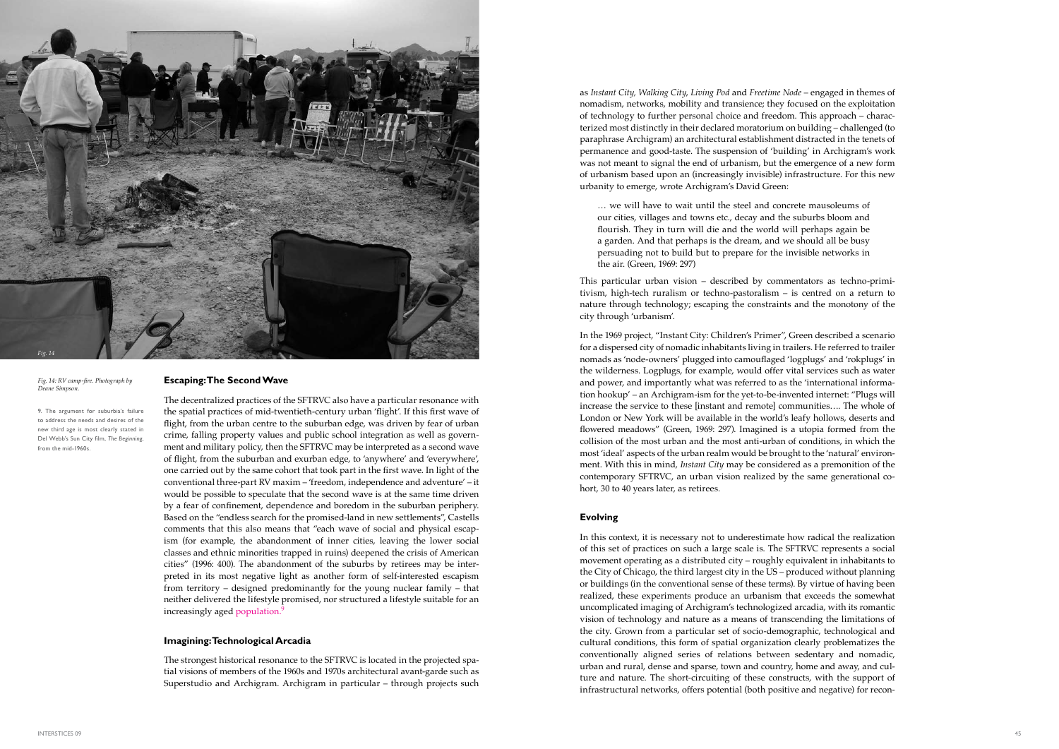Fig. 14

*Fig. 14: RV camp-fire. Photograph by Deane Simpson.*

9. The argument for suburbia's failure to address the needs and desires of the new third age is most clearly stated in Del Webb's Sun City film, *The Beginning*, from the mid-1960s.

### Escaping: The Second Wave

The decentralized practices of the SFTRVC also have a particular resonance with the spatial practices of mid-twentieth-century urban 'flight'. If this first wave of flight, from the urban centre to the suburban edge, was driven by fear of urban crime, falling property values and public school integration as well as government and military policy, then the SFTRVC may be interpreted as a second wave of flight, from the suburban and exurban edge, to 'anywhere' and 'everywhere', one carried out by the same cohort that took part in the first wave. In light of the conventional three-part RV maxim – 'freedom, independence and adventure' – it would be possible to speculate that the second wave is at the same time driven by a fear of confinement, dependence and boredom in the suburban periphery. Based on the "endless search for the promised-land in new settlements", Castells comments that this also means that "each wave of social and physical escapism (for example, the abandonment of inner cities, leaving the lower social classes and ethnic minorities trapped in ruins) deepened the crisis of American cities" (1996: 400). The abandonment of the suburbs by retirees may be interpreted in its most negative light as another form of self-interested escapism from territory – designed predominantly for the young nuclear family – that neither delivered the lifestyle promised, nor structured a lifestyle suitable for an increasingly aged population.[9]

### Imagining: Technological Arcadia

The strongest historical resonance to the SFTRVC is located in the projected spatial visions of members of the 1960s and 1970s architectural avant-garde such as Superstudio and Archigram. Archigram in particular – through projects such as *Instant City*, *Walking City*, *Living Pod* and *Freetime Node* – engaged in themes of nomadism, networks, mobility and transience; they focused on the exploitation of technology to further personal choice and freedom. This approach – characterized most distinctly in their declared moratorium on building – challenged (to paraphrase Archigram) an architectural establishment distracted in the tenets of permanence and good-taste. The suspension of 'building' in Archigram's work was not meant to signal the end of urbanism, but the emergence of a new form of urbanism based upon an (increasingly invisible) infrastructure. For this new urbanity to emerge, wrote Archigram's David Green:

> … we will have to wait until the steel and concrete mausoleums of our cities, villages and towns etc., decay and the suburbs bloom and flourish. They in turn will die and the world will perhaps again be a garden. And that perhaps is the dream, and we should all be busy persuading not to build but to prepare for the invisible networks in the air. (Green, 1969: 297)

This particular urban vision – described by commentators as techno-primitivism, high-tech ruralism or techno-pastoralism – is centred on a return to nature through technology; escaping the constraints and the monotony of the city through 'urbanism'.

In the 1969 project, "Instant City: Children's Primer", Green described a scenario for a dispersed city of nomadic inhabitants living in trailers. He referred to trailer nomads as 'node-owners' plugged into camouflaged 'logplugs' and 'rokplugs' in the wilderness. Logplugs, for example, would offer vital services such as water and power, and importantly what was referred to as the 'international information hookup' – an Archigram-ism for the yet-to-be-invented internet: "Plugs will increase the service to these [instant and remote] communities…. The whole of London or New York will be available in the world's leafy hollows, deserts and flowered meadows" (Green, 1969: 297). Imagined is a utopia formed from the collision of the most urban and the most anti-urban of conditions, in which the most 'ideal' aspects of the urban realm would be brought to the 'natural' environment. With this in mind, *Instant City* may be considered as a premonition of the contemporary SFTRVC, an urban vision realized by the same generational cohort, 30 to 40 years later, as retirees.

### Evolving

In this context, it is necessary not to underestimate how radical the realization of this set of practices on such a large scale is. The SFTRVC represents a social movement operating as a distributed city – roughly equivalent in inhabitants to the City of Chicago, the third largest city in the US – produced without planning or buildings (in the conventional sense of these terms). By virtue of having been realized, these experiments produce an urbanism that exceeds the somewhat uncomplicated imaging of Archigram's technologized arcadia, with its romantic vision of technology and nature as a means of transcending the limitations of the city. Grown from a particular set of socio-demographic, technological and cultural conditions, this form of spatial organization clearly problematizes the conventionally aligned series of relations between sedentary and nomadic, urban and rural, dense and sparse, town and country, home and away, and culture and nature. The short-circuiting of these constructs, with the support of infrastructural networks, offers potential (both positive and negative) for recon-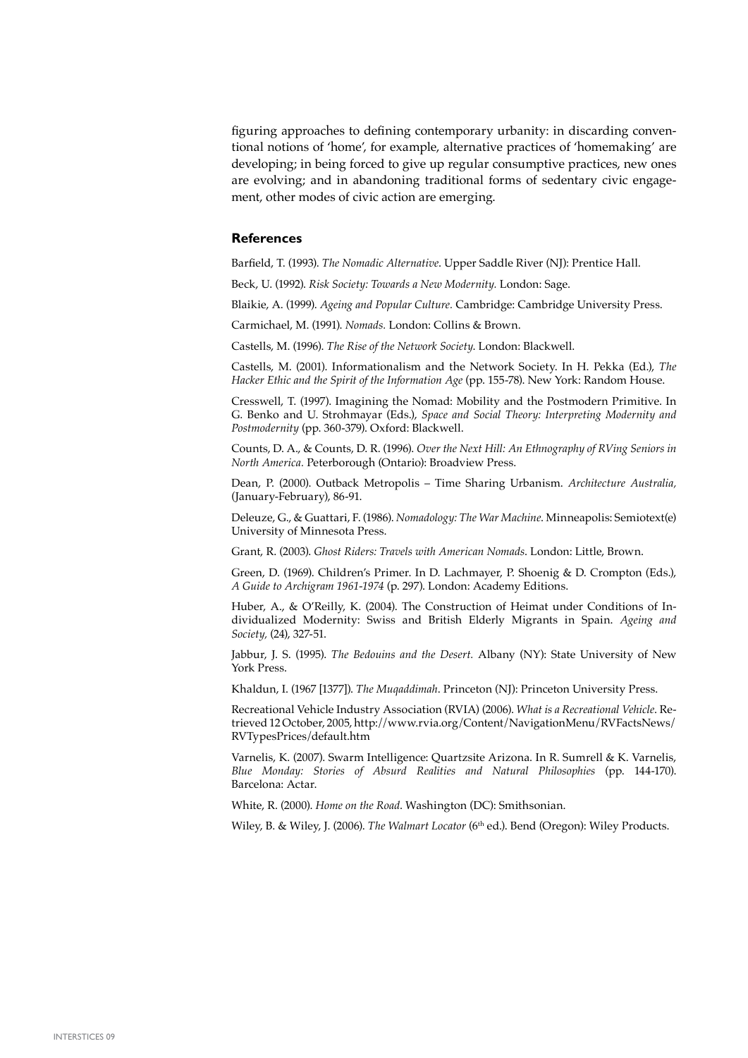figuring approaches to defining contemporary urbanity: in discarding conventional notions of 'home', for example, alternative practices of 'homemaking' are developing; in being forced to give up regular consumptive practices, new ones are evolving; and in abandoning traditional forms of sedentary civic engagement, other modes of civic action are emerging.

## References

Barfield, T. (1993). *The Nomadic Alternative*. Upper Saddle River (NJ): Prentice Hall.

Beck, U. (1992). *Risk Society: Towards a New Modernity.* London: Sage.

Blaikie, A. (1999). *Ageing and Popular Culture.* Cambridge: Cambridge University Press.

Carmichael, M. (1991). *Nomads*. London: Collins & Brown.

Castells, M. (1996). *The Rise of the Network Society*. London: Blackwell.

Castells, M. (2001). Informationalism and the Network Society. In H. Pekka (Ed.), *The Hacker Ethic and the Spirit of the Information Age* (pp. 155-78). New York: Random House.

Cresswell, T. (1997). Imagining the Nomad: Mobility and the Postmodern Primitive. In G. Benko and U. Strohmayar (Eds.), *Space and Social Theory: Interpreting Modernity and Postmodernity* (pp. 360-379). Oxford: Blackwell.

Counts, D. A., & Counts, D. R. (1996). *Over the Next Hill: An Ethnography of RVing Seniors in North America.* Peterborough (Ontario): Broadview Press.

Dean, P. (2000). Outback Metropolis – Time Sharing Urbanism. *Architecture Australia,* (January-February), 86-91.

Deleuze, G., & Guattari, F. (1986). *Nomadology: The War Machine*. Minneapolis: Semiotext(e) University of Minnesota Press.

Grant, R. (2003). *Ghost Riders: Travels with American Nomads*. London: Little, Brown.

Green, D. (1969). Children's Primer. In D. Lachmayer, P. Shoenig & D. Crompton (Eds.), *A Guide to Archigram 1961-1974* (p. 297). London: Academy Editions.

Huber, A., & O'Reilly, K. (2004). The Construction of Heimat under Conditions of Individualized Modernity: Swiss and British Elderly Migrants in Spain. *Ageing and Society,* (24), 327-51.

Jabbur, J. S. (1995). *The Bedouins and the Desert.* Albany (NY): State University of New York Press.

Khaldun, I. (1967 [1377]). *The Muqaddimah*. Princeton (NJ): Princeton University Press.

Recreational Vehicle Industry Association (RVIA) (2006). *What is a Recreational Vehicle*. Retrieved 12 October, 2005, http://www.rvia.org/Content/NavigationMenu/RVFactsNews/RVTypesPrices/default.htm

Varnelis, K. (2007). Swarm Intelligence: Quartzsite Arizona. In R. Sumrell & K. Varnelis, *Blue Monday: Stories of Absurd Realities and Natural Philosophies* (pp. 144-170). Barcelona: Actar.

White, R. (2000). *Home on the Road*. Washington (DC): Smithsonian.

Wiley, B. & Wiley, J. (2006). *The Walmart Locator* (6th ed.). Bend (Oregon): Wiley Products.